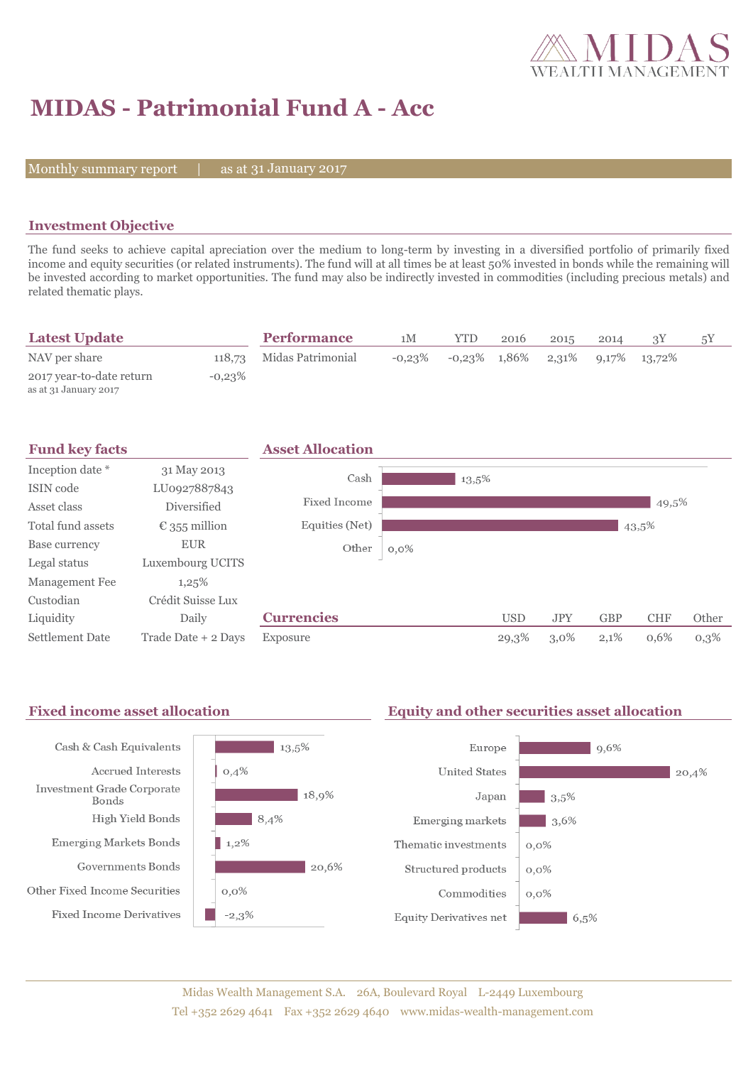# MIDAS - Patrimonial Fund A - Acc

Monthly summary report | as at 31 January 2017

## Investment Objective

The fund seeks to achieve capital apreciation over the medium to long-term by investing in a diversified portfolio of primarily fixed income and equity securities (or related instruments). The fund will at all times be at least 50% invested in bonds while the remaining will be invested according to market opportunities. The fund may also be indirectly invested in commodities (including precious metals) and related thematic plays.

## Latest Update

| | |
|---|---|
| NAV per share | 118,73 |
| 2017 year-to-date return<br>as at 31 January 2017 | -0,23% |

## Performance

| | 1M | YTD | 2016 | 2015 | 2014 | 3Y | 5Y |
|---|---|---|---|---|---|---|---|
| Midas Patrimonial | -0,23% | -0,23% | 1,86% | 2,31% | 9,17% | 13,72% | |

## Fund key facts

| | |
|---|---|
| Inception date * | 31 May 2013 |
| ISIN code | LU0927887843 |
| Asset class | Diversified |
| Total fund assets | € 355 million |
| Base currency | EUR |
| Legal status | Luxembourg UCITS |
| Management Fee | 1,25% |
| Custodian | Crédit Suisse Lux |
| Liquidity | Daily |
| Settlement Date | Trade Date + 2 Days |

## Asset Allocation

| | |
|---|---|
| Cash | 13,5% |
| Fixed Income | 49,5% |
| Equities (Net) | 43,5% |
| Other | 0,0% |

## Currencies

| | USD | JPY | GBP | CHF | Other |
|---|---|---|---|---|---|
| Exposure | 29,3% | 3,0% | 2,1% | 0,6% | 0,3% |

## Fixed income asset allocation

| | |
|---|---|
| Cash & Cash Equivalents | 13,5% |
| Accrued Interests | 0,4% |
| Investment Grade Corporate Bonds | 18,9% |
| High Yield Bonds | 8,4% |
| Emerging Markets Bonds | 1,2% |
| Governments Bonds | 20,6% |
| Other Fixed Income Securities | 0,0% |
| Fixed Income Derivatives | -2,3% |

## Equity and other securities asset allocation

| | |
|---|---|
| Europe | 9,6% |
| United States | 20,4% |
| Japan | 3,5% |
| Emerging markets | 3,6% |
| Thematic investments | 0,0% |
| Structured products | 0,0% |
| Commodities | 0,0% |
| Equity Derivatives net | 6,5% |

Midas Wealth Management S.A. 26A, Boulevard Royal L-2449 Luxembourg
Tel +352 2629 4641 Fax +352 2629 4640 www.midas-wealth-management.com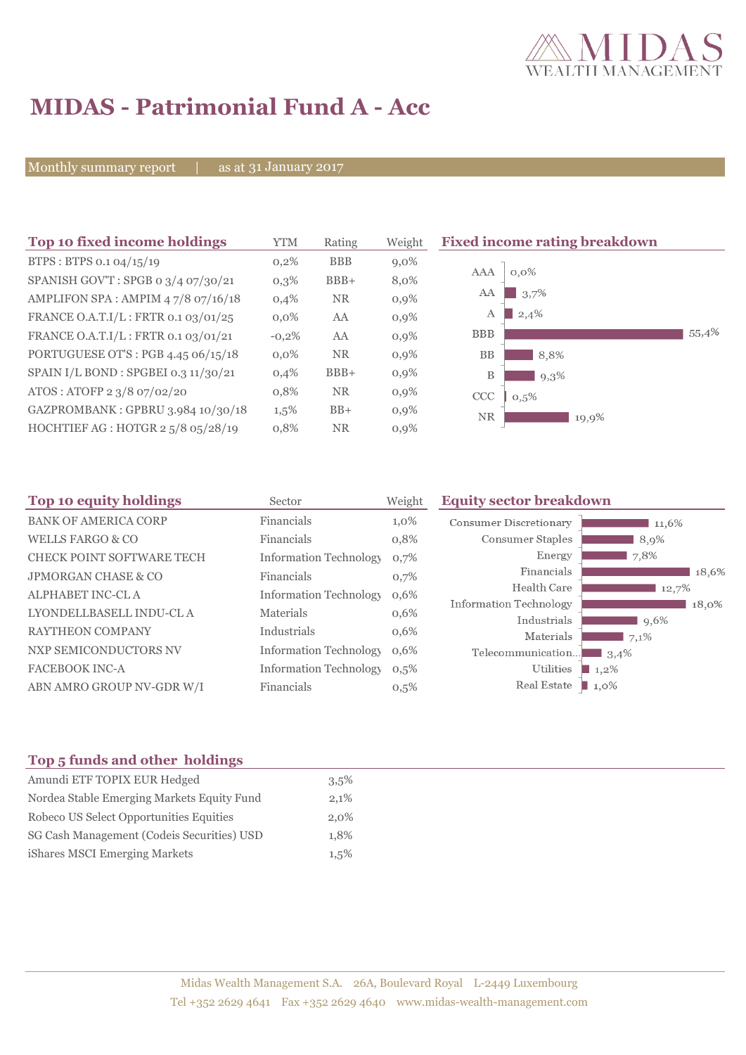# MIDAS - Patrimonial Fund A - Acc

Monthly summary report | as at 31 January 2017

## Top 10 fixed income holdings

| Top 10 fixed income holdings | YTM | Rating | Weight |
|---|---|---|---|
| BTPS : BTPS 0.1 04/15/19 | 0,2% | BBB | 9,0% |
| SPANISH GOV'T : SPGB 0 3/4 07/30/21 | 0,3% | BBB+ | 8,0% |
| AMPLIFON SPA : AMPIM 4 7/8 07/16/18 | 0,4% | NR | 0,9% |
| FRANCE O.A.T.I/L : FRTR 0.1 03/01/25 | 0,0% | AA | 0,9% |
| FRANCE O.A.T.I/L : FRTR 0.1 03/01/21 | -0,2% | AA | 0,9% |
| PORTUGUESE OT'S : PGB 4.45 06/15/18 | 0,0% | NR | 0,9% |
| SPAIN I/L BOND : SPGBEI 0.3 11/30/21 | 0,4% | BBB+ | 0,9% |
| ATOS : ATOFP 2 3/8 07/02/20 | 0,8% | NR | 0,9% |
| GAZPROMBANK : GPBRU 3.984 10/30/18 | 1,5% | BB+ | 0,9% |
| HOCHTIEF AG : HOTGR 2 5/8 05/28/19 | 0,8% | NR | 0,9% |

## Fixed income rating breakdown

| Rating | Weight |
|---|---|
| AAA | 0,0% |
| AA | 3,7% |
| A | 2,4% |
| BBB | 55,4% |
| BB | 8,8% |
| B | 9,3% |
| CCC | 0,5% |
| NR | 19,9% |

## Top 10 equity holdings

| Top 10 equity holdings | Sector | Weight |
|---|---|---|
| BANK OF AMERICA CORP | Financials | 1,0% |
| WELLS FARGO & CO | Financials | 0,8% |
| CHECK POINT SOFTWARE TECH | Information Technology | 0,7% |
| JPMORGAN CHASE & CO | Financials | 0,7% |
| ALPHABET INC-CL A | Information Technology | 0,6% |
| LYONDELLBASELL INDU-CL A | Materials | 0,6% |
| RAYTHEON COMPANY | Industrials | 0,6% |
| NXP SEMICONDUCTORS NV | Information Technology | 0,6% |
| FACEBOOK INC-A | Information Technology | 0,5% |
| ABN AMRO GROUP NV-GDR W/I | Financials | 0,5% |

## Equity sector breakdown

| Sector | Weight |
|---|---|
| Consumer Discretionary | 11,6% |
| Consumer Staples | 8,9% |
| Energy | 7,8% |
| Financials | 18,6% |
| Health Care | 12,7% |
| Information Technology | 18,0% |
| Industrials | 9,6% |
| Materials | 7,1% |
| Telecommunication... | 3,4% |
| Utilities | 1,2% |
| Real Estate | 1,0% |

## Top 5 funds and other holdings

| Top 5 funds and other holdings | Weight |
|---|---|
| Amundi ETF TOPIX EUR Hedged | 3,5% |
| Nordea Stable Emerging Markets Equity Fund | 2,1% |
| Robeco US Select Opportunities Equities | 2,0% |
| SG Cash Management (Codeis Securities) USD | 1,8% |
| iShares MSCI Emerging Markets | 1,5% |

Midas Wealth Management S.A. 26A, Boulevard Royal L-2449 Luxembourg
Tel +352 2629 4641 Fax +352 2629 4640 www.midas-wealth-management.com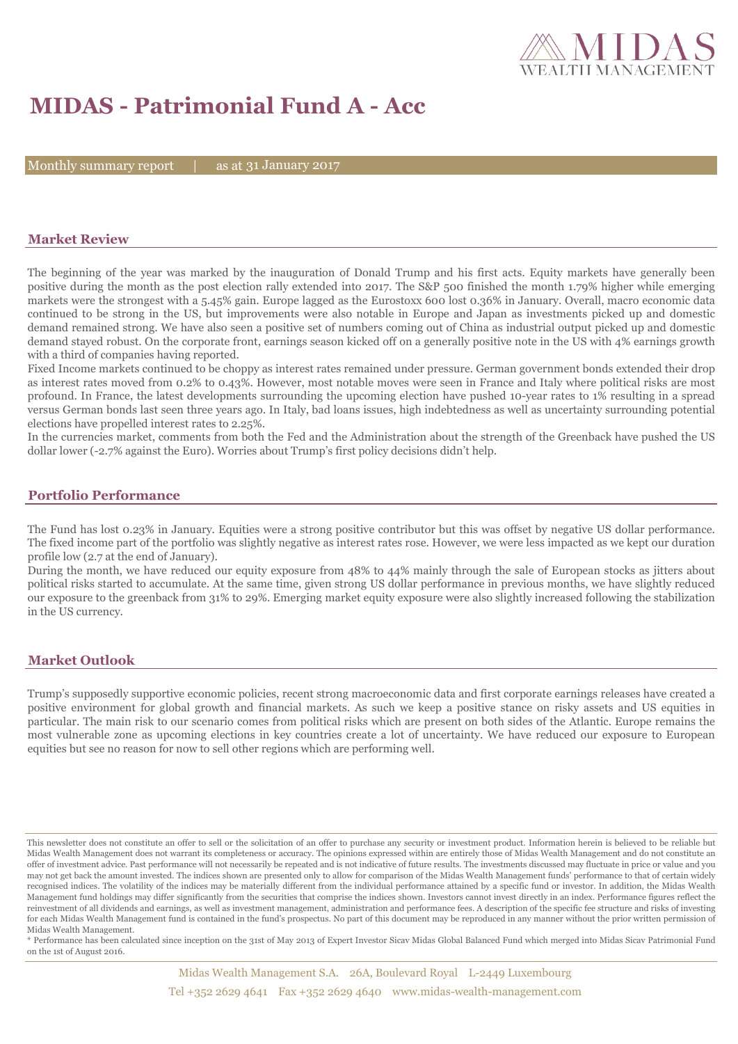// MIDAS WEALTH MANAGEMENT

# MIDAS - Patrimonial Fund A - Acc

Monthly summary report | as at 31 January 2017

## Market Review

The beginning of the year was marked by the inauguration of Donald Trump and his first acts. Equity markets have generally been positive during the month as the post election rally extended into 2017. The S&P 500 finished the month 1.79% higher while emerging markets were the strongest with a 5.45% gain. Europe lagged as the Eurostoxx 600 lost 0.36% in January. Overall, macro economic data continued to be strong in the US, but improvements were also notable in Europe and Japan as investments picked up and domestic demand remained strong. We have also seen a positive set of numbers coming out of China as industrial output picked up and domestic demand stayed robust. On the corporate front, earnings season kicked off on a generally positive note in the US with 4% earnings growth with a third of companies having reported.

Fixed Income markets continued to be choppy as interest rates remained under pressure. German government bonds extended their drop as interest rates moved from 0.2% to 0.43%. However, most notable moves were seen in France and Italy where political risks are most profound. In France, the latest developments surrounding the upcoming election have pushed 10-year rates to 1% resulting in a spread versus German bonds last seen three years ago. In Italy, bad loans issues, high indebtedness as well as uncertainty surrounding potential elections have propelled interest rates to 2.25%.

In the currencies market, comments from both the Fed and the Administration about the strength of the Greenback have pushed the US dollar lower (-2.7% against the Euro). Worries about Trump's first policy decisions didn't help.

## Portfolio Performance

The Fund has lost 0.23% in January. Equities were a strong positive contributor but this was offset by negative US dollar performance. The fixed income part of the portfolio was slightly negative as interest rates rose. However, we were less impacted as we kept our duration profile low (2.7 at the end of January).

During the month, we have reduced our equity exposure from 48% to 44% mainly through the sale of European stocks as jitters about political risks started to accumulate. At the same time, given strong US dollar performance in previous months, we have slightly reduced our exposure to the greenback from 31% to 29%. Emerging market equity exposure were also slightly increased following the stabilization in the US currency.

## Market Outlook

Trump's supposedly supportive economic policies, recent strong macroeconomic data and first corporate earnings releases have created a positive environment for global growth and financial markets. As such we keep a positive stance on risky assets and US equities in particular. The main risk to our scenario comes from political risks which are present on both sides of the Atlantic. Europe remains the most vulnerable zone as upcoming elections in key countries create a lot of uncertainty. We have reduced our exposure to European equities but see no reason for now to sell other regions which are performing well.

This newsletter does not constitute an offer to sell or the solicitation of an offer to purchase any security or investment product. Information herein is believed to be reliable but Midas Wealth Management does not warrant its completeness or accuracy. The opinions expressed within are entirely those of Midas Wealth Management and do not constitute an offer of investment advice. Past performance will not necessarily be repeated and is not indicative of future results. The investments discussed may fluctuate in price or value and you may not get back the amount invested. The indices shown are presented only to allow for comparison of the Midas Wealth Management funds' performance to that of certain widely recognised indices. The volatility of the indices may be materially different from the individual performance attained by a specific fund or investor. In addition, the Midas Wealth Management fund holdings may differ significantly from the securities that comprise the indices shown. Investors cannot invest directly in an index. Performance figures reflect the reinvestment of all dividends and earnings, as well as investment management, administration and performance fees. A description of the specific fee structure and risks of investing for each Midas Wealth Management fund is contained in the fund's prospectus. No part of this document may be reproduced in any manner without the prior written permission of Midas Wealth Management.

\* Performance has been calculated since inception on the 31st of May 2013 of Expert Investor Sicav Midas Global Balanced Fund which merged into Midas Sicav Patrimonial Fund on the 1st of August 2016.

Midas Wealth Management S.A. 26A, Boulevard Royal L-2449 Luxembourg

Tel +352 2629 4641 Fax +352 2629 4640 www.midas-wealth-management.com